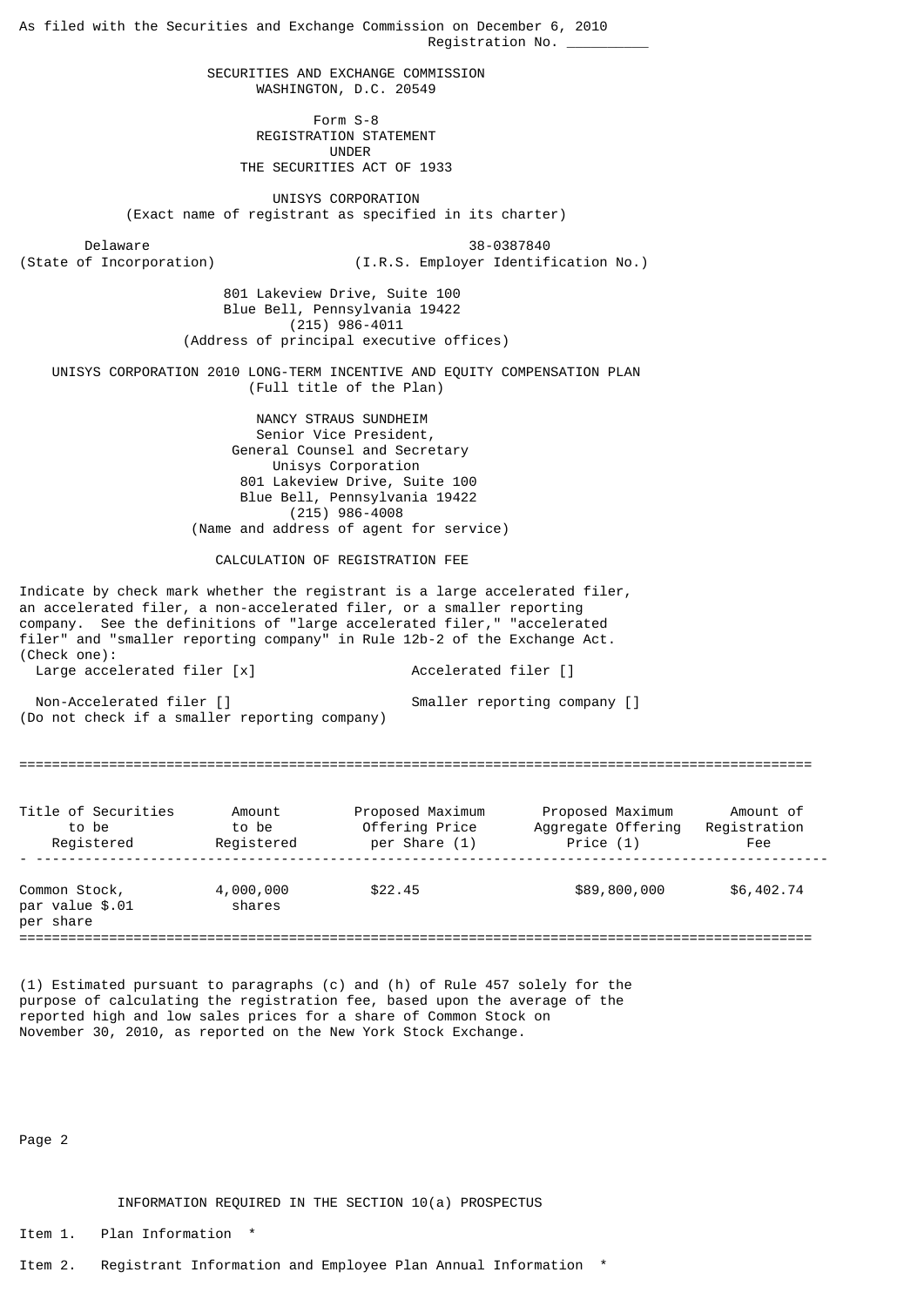As filed with the Securities and Exchange Commission on December 6, 2010

Registration No. __________

# SECURITIES AND EXCHANGE COMMISSION
WASHINGTON, D.C. 20549

## Form S-8
## REGISTRATION STATEMENT
## UNDER
## THE SECURITIES ACT OF 1933

**UNISYS CORPORATION**
(Exact name of registrant as specified in its charter)

| Delaware | 38-0387840 |
|---|---|
| (State of Incorporation) | (I.R.S. Employer Identification No.) |

801 Lakeview Drive, Suite 100
Blue Bell, Pennsylvania 19422
(215) 986-4011
(Address of principal executive offices)

UNISYS CORPORATION 2010 LONG-TERM INCENTIVE AND EQUITY COMPENSATION PLAN
(Full title of the Plan)

NANCY STRAUS SUNDHEIM
Senior Vice President,
General Counsel and Secretary
Unisys Corporation
801 Lakeview Drive, Suite 100
Blue Bell, Pennsylvania 19422
(215) 986-4008
(Name and address of agent for service)

CALCULATION OF REGISTRATION FEE

Indicate by check mark whether the registrant is a large accelerated filer, an accelerated filer, a non-accelerated filer, or a smaller reporting company. See the definitions of "large accelerated filer," "accelerated filer" and "smaller reporting company" in Rule 12b-2 of the Exchange Act. (Check one):

Large accelerated filer [x]    Accelerated filer []

Non-Accelerated filer [] (Do not check if a smaller reporting company)    Smaller reporting company []

| Title of Securities to be Registered | Amount to be Registered | Proposed Maximum Offering Price per Share (1) | Proposed Maximum Aggregate Offering Price (1) | Amount of Registration Fee |
|---|---|---|---|---|
| Common Stock, par value $.01 per share | 4,000,000 shares | $22.45 | $89,800,000 | $6,402.74 |

(1) Estimated pursuant to paragraphs (c) and (h) of Rule 457 solely for the purpose of calculating the registration fee, based upon the average of the reported high and low sales prices for a share of Common Stock on November 30, 2010, as reported on the New York Stock Exchange.

## INFORMATION REQUIRED IN THE SECTION 10(a) PROSPECTUS

Item 1. Plan Information *

Item 2. Registrant Information and Employee Plan Annual Information *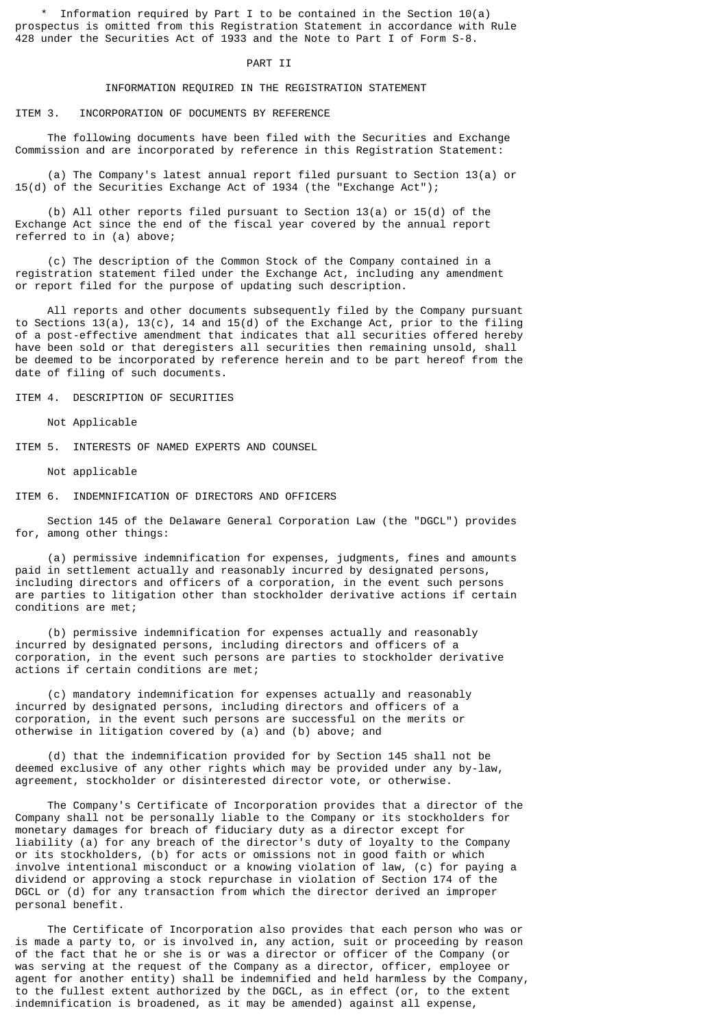* Information required by Part I to be contained in the Section 10(a) prospectus is omitted from this Registration Statement in accordance with Rule 428 under the Securities Act of 1933 and the Note to Part I of Form S-8.

# PART II

## INFORMATION REQUIRED IN THE REGISTRATION STATEMENT

### ITEM 3. INCORPORATION OF DOCUMENTS BY REFERENCE

The following documents have been filed with the Securities and Exchange Commission and are incorporated by reference in this Registration Statement:

(a) The Company's latest annual report filed pursuant to Section 13(a) or 15(d) of the Securities Exchange Act of 1934 (the "Exchange Act");

(b) All other reports filed pursuant to Section 13(a) or 15(d) of the Exchange Act since the end of the fiscal year covered by the annual report referred to in (a) above;

(c) The description of the Common Stock of the Company contained in a registration statement filed under the Exchange Act, including any amendment or report filed for the purpose of updating such description.

All reports and other documents subsequently filed by the Company pursuant to Sections 13(a), 13(c), 14 and 15(d) of the Exchange Act, prior to the filing of a post-effective amendment that indicates that all securities offered hereby have been sold or that deregisters all securities then remaining unsold, shall be deemed to be incorporated by reference herein and to be part hereof from the date of filing of such documents.

### ITEM 4. DESCRIPTION OF SECURITIES

Not Applicable

### ITEM 5. INTERESTS OF NAMED EXPERTS AND COUNSEL

Not applicable

### ITEM 6. INDEMNIFICATION OF DIRECTORS AND OFFICERS

Section 145 of the Delaware General Corporation Law (the "DGCL") provides for, among other things:

(a) permissive indemnification for expenses, judgments, fines and amounts paid in settlement actually and reasonably incurred by designated persons, including directors and officers of a corporation, in the event such persons are parties to litigation other than stockholder derivative actions if certain conditions are met;

(b) permissive indemnification for expenses actually and reasonably incurred by designated persons, including directors and officers of a corporation, in the event such persons are parties to stockholder derivative actions if certain conditions are met;

(c) mandatory indemnification for expenses actually and reasonably incurred by designated persons, including directors and officers of a corporation, in the event such persons are successful on the merits or otherwise in litigation covered by (a) and (b) above; and

(d) that the indemnification provided for by Section 145 shall not be deemed exclusive of any other rights which may be provided under any by-law, agreement, stockholder or disinterested director vote, or otherwise.

The Company's Certificate of Incorporation provides that a director of the Company shall not be personally liable to the Company or its stockholders for monetary damages for breach of fiduciary duty as a director except for liability (a) for any breach of the director's duty of loyalty to the Company or its stockholders, (b) for acts or omissions not in good faith or which involve intentional misconduct or a knowing violation of law, (c) for paying a dividend or approving a stock repurchase in violation of Section 174 of the DGCL or (d) for any transaction from which the director derived an improper personal benefit.

The Certificate of Incorporation also provides that each person who was or is made a party to, or is involved in, any action, suit or proceeding by reason of the fact that he or she is or was a director or officer of the Company (or was serving at the request of the Company as a director, officer, employee or agent for another entity) shall be indemnified and held harmless by the Company, to the fullest extent authorized by the DGCL, as in effect (or, to the extent indemnification is broadened, as it may be amended) against all expense,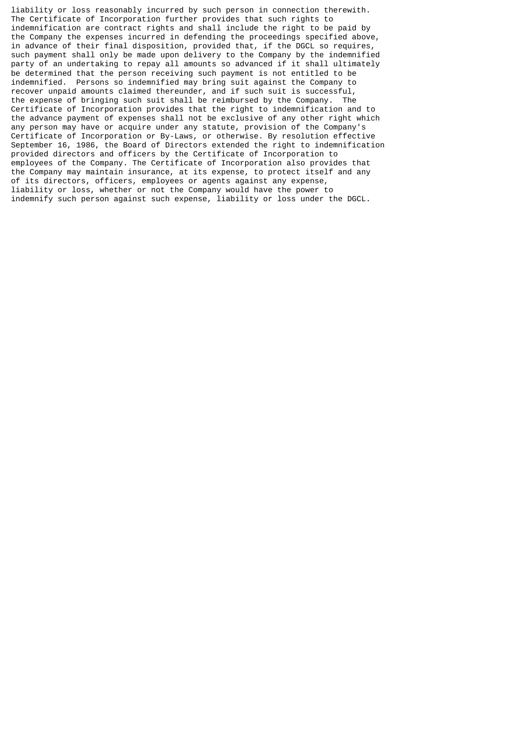liability or loss reasonably incurred by such person in connection therewith. The Certificate of Incorporation further provides that such rights to indemnification are contract rights and shall include the right to be paid by the Company the expenses incurred in defending the proceedings specified above, in advance of their final disposition, provided that, if the DGCL so requires, such payment shall only be made upon delivery to the Company by the indemnified party of an undertaking to repay all amounts so advanced if it shall ultimately be determined that the person receiving such payment is not entitled to be indemnified. Persons so indemnified may bring suit against the Company to recover unpaid amounts claimed thereunder, and if such suit is successful, the expense of bringing such suit shall be reimbursed by the Company. The Certificate of Incorporation provides that the right to indemnification and to the advance payment of expenses shall not be exclusive of any other right which any person may have or acquire under any statute, provision of the Company's Certificate of Incorporation or By-Laws, or otherwise. By resolution effective September 16, 1986, the Board of Directors extended the right to indemnification provided directors and officers by the Certificate of Incorporation to employees of the Company. The Certificate of Incorporation also provides that the Company may maintain insurance, at its expense, to protect itself and any of its directors, officers, employees or agents against any expense, liability or loss, whether or not the Company would have the power to indemnify such person against such expense, liability or loss under the DGCL.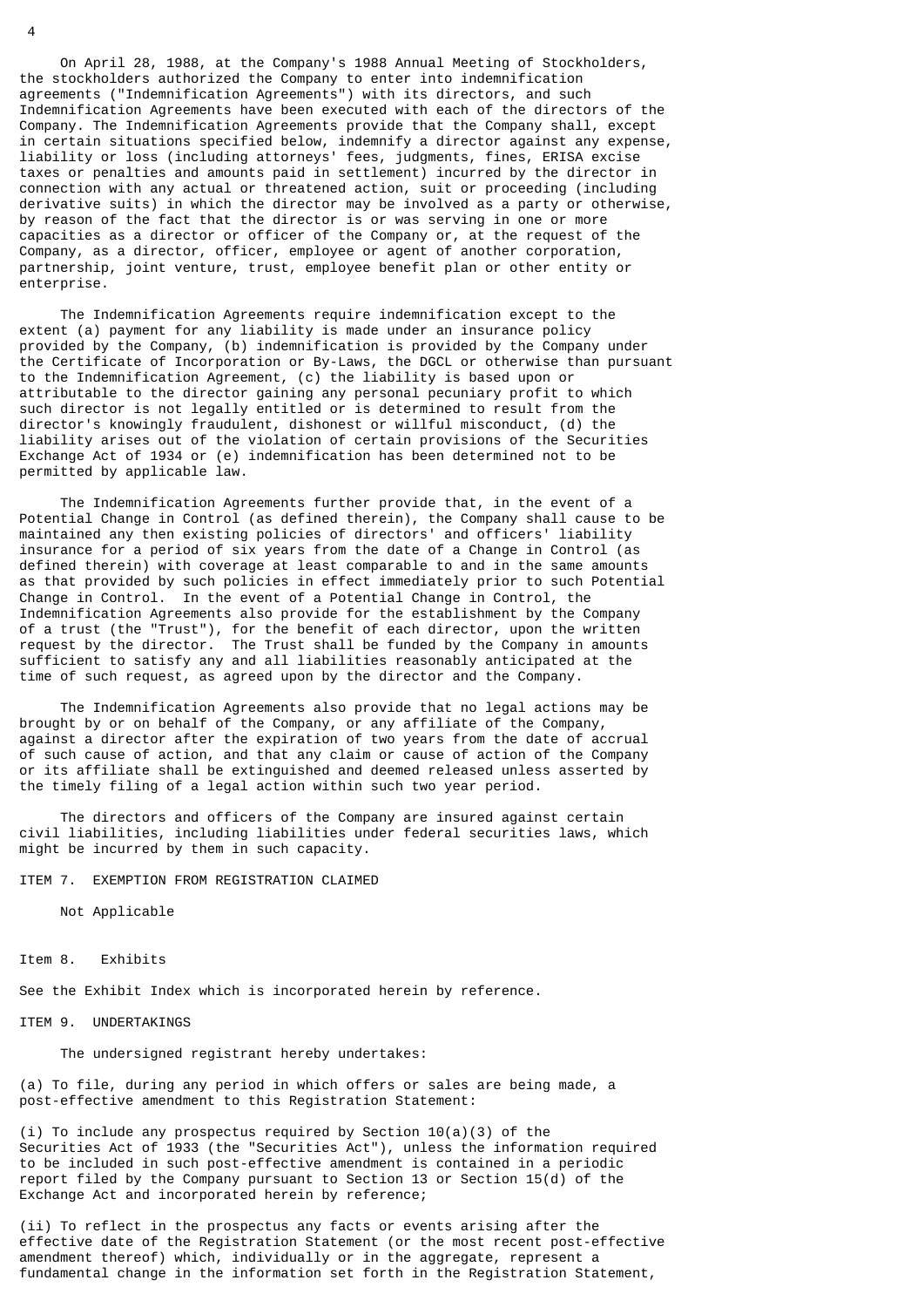On April 28, 1988, at the Company's 1988 Annual Meeting of Stockholders, the stockholders authorized the Company to enter into indemnification agreements ("Indemnification Agreements") with its directors, and such Indemnification Agreements have been executed with each of the directors of the Company. The Indemnification Agreements provide that the Company shall, except in certain situations specified below, indemnify a director against any expense, liability or loss (including attorneys' fees, judgments, fines, ERISA excise taxes or penalties and amounts paid in settlement) incurred by the director in connection with any actual or threatened action, suit or proceeding (including derivative suits) in which the director may be involved as a party or otherwise, by reason of the fact that the director is or was serving in one or more capacities as a director or officer of the Company or, at the request of the Company, as a director, officer, employee or agent of another corporation, partnership, joint venture, trust, employee benefit plan or other entity or enterprise.

The Indemnification Agreements require indemnification except to the extent (a) payment for any liability is made under an insurance policy provided by the Company, (b) indemnification is provided by the Company under the Certificate of Incorporation or By-Laws, the DGCL or otherwise than pursuant to the Indemnification Agreement, (c) the liability is based upon or attributable to the director gaining any personal pecuniary profit to which such director is not legally entitled or is determined to result from the director's knowingly fraudulent, dishonest or willful misconduct, (d) the liability arises out of the violation of certain provisions of the Securities Exchange Act of 1934 or (e) indemnification has been determined not to be permitted by applicable law.

The Indemnification Agreements further provide that, in the event of a Potential Change in Control (as defined therein), the Company shall cause to be maintained any then existing policies of directors' and officers' liability insurance for a period of six years from the date of a Change in Control (as defined therein) with coverage at least comparable to and in the same amounts as that provided by such policies in effect immediately prior to such Potential Change in Control. In the event of a Potential Change in Control, the Indemnification Agreements also provide for the establishment by the Company of a trust (the "Trust"), for the benefit of each director, upon the written request by the director. The Trust shall be funded by the Company in amounts sufficient to satisfy any and all liabilities reasonably anticipated at the time of such request, as agreed upon by the director and the Company.

The Indemnification Agreements also provide that no legal actions may be brought by or on behalf of the Company, or any affiliate of the Company, against a director after the expiration of two years from the date of accrual of such cause of action, and that any claim or cause of action of the Company or its affiliate shall be extinguished and deemed released unless asserted by the timely filing of a legal action within such two year period.

The directors and officers of the Company are insured against certain civil liabilities, including liabilities under federal securities laws, which might be incurred by them in such capacity.

ITEM 7. EXEMPTION FROM REGISTRATION CLAIMED

Not Applicable

Item 8. Exhibits

See the Exhibit Index which is incorporated herein by reference.

ITEM 9. UNDERTAKINGS

The undersigned registrant hereby undertakes:

(a) To file, during any period in which offers or sales are being made, a post-effective amendment to this Registration Statement:

(i) To include any prospectus required by Section 10(a)(3) of the Securities Act of 1933 (the "Securities Act"), unless the information required to be included in such post-effective amendment is contained in a periodic report filed by the Company pursuant to Section 13 or Section 15(d) of the Exchange Act and incorporated herein by reference;

(ii) To reflect in the prospectus any facts or events arising after the effective date of the Registration Statement (or the most recent post-effective amendment thereof) which, individually or in the aggregate, represent a fundamental change in the information set forth in the Registration Statement,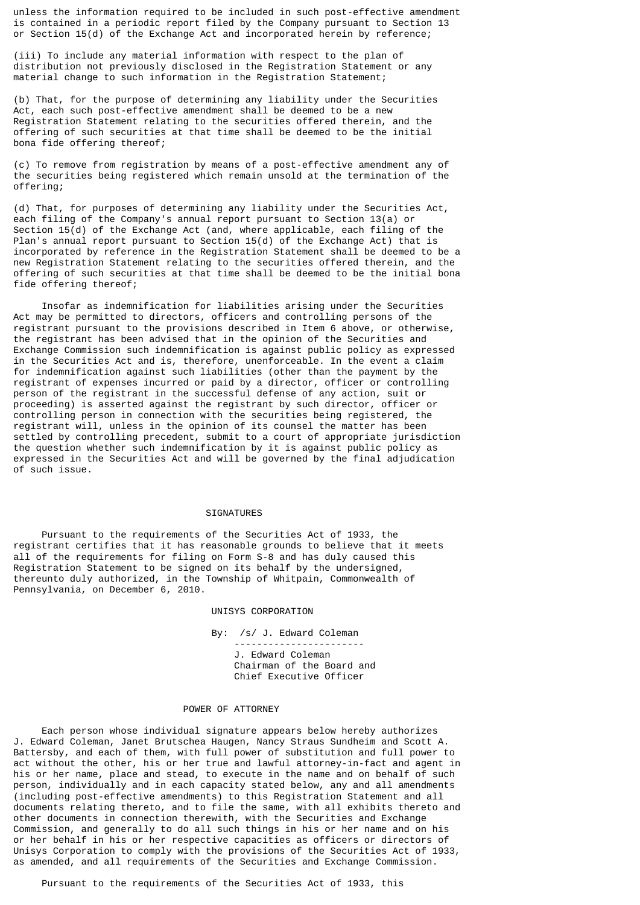unless the information required to be included in such post-effective amendment is contained in a periodic report filed by the Company pursuant to Section 13 or Section 15(d) of the Exchange Act and incorporated herein by reference;

(iii) To include any material information with respect to the plan of distribution not previously disclosed in the Registration Statement or any material change to such information in the Registration Statement;

(b) That, for the purpose of determining any liability under the Securities Act, each such post-effective amendment shall be deemed to be a new Registration Statement relating to the securities offered therein, and the offering of such securities at that time shall be deemed to be the initial bona fide offering thereof;

(c) To remove from registration by means of a post-effective amendment any of the securities being registered which remain unsold at the termination of the offering;

(d) That, for purposes of determining any liability under the Securities Act, each filing of the Company's annual report pursuant to Section 13(a) or Section 15(d) of the Exchange Act (and, where applicable, each filing of the Plan's annual report pursuant to Section 15(d) of the Exchange Act) that is incorporated by reference in the Registration Statement shall be deemed to be a new Registration Statement relating to the securities offered therein, and the offering of such securities at that time shall be deemed to be the initial bona fide offering thereof;

Insofar as indemnification for liabilities arising under the Securities Act may be permitted to directors, officers and controlling persons of the registrant pursuant to the provisions described in Item 6 above, or otherwise, the registrant has been advised that in the opinion of the Securities and Exchange Commission such indemnification is against public policy as expressed in the Securities Act and is, therefore, unenforceable. In the event a claim for indemnification against such liabilities (other than the payment by the registrant of expenses incurred or paid by a director, officer or controlling person of the registrant in the successful defense of any action, suit or proceeding) is asserted against the registrant by such director, officer or controlling person in connection with the securities being registered, the registrant will, unless in the opinion of its counsel the matter has been settled by controlling precedent, submit to a court of appropriate jurisdiction the question whether such indemnification by it is against public policy as expressed in the Securities Act and will be governed by the final adjudication of such issue.

## SIGNATURES

Pursuant to the requirements of the Securities Act of 1933, the registrant certifies that it has reasonable grounds to believe that it meets all of the requirements for filing on Form S-8 and has duly caused this Registration Statement to be signed on its behalf by the undersigned, thereunto duly authorized, in the Township of Whitpain, Commonwealth of Pennsylvania, on December 6, 2010.

UNISYS CORPORATION

By: /s/ J. Edward Coleman

J. Edward Coleman
Chairman of the Board and
Chief Executive Officer

## POWER OF ATTORNEY

Each person whose individual signature appears below hereby authorizes J. Edward Coleman, Janet Brutschea Haugen, Nancy Straus Sundheim and Scott A. Battersby, and each of them, with full power of substitution and full power to act without the other, his or her true and lawful attorney-in-fact and agent in his or her name, place and stead, to execute in the name and on behalf of such person, individually and in each capacity stated below, any and all amendments (including post-effective amendments) to this Registration Statement and all documents relating thereto, and to file the same, with all exhibits thereto and other documents in connection therewith, with the Securities and Exchange Commission, and generally to do all such things in his or her name and on his or her behalf in his or her respective capacities as officers or directors of Unisys Corporation to comply with the provisions of the Securities Act of 1933, as amended, and all requirements of the Securities and Exchange Commission.

Pursuant to the requirements of the Securities Act of 1933, this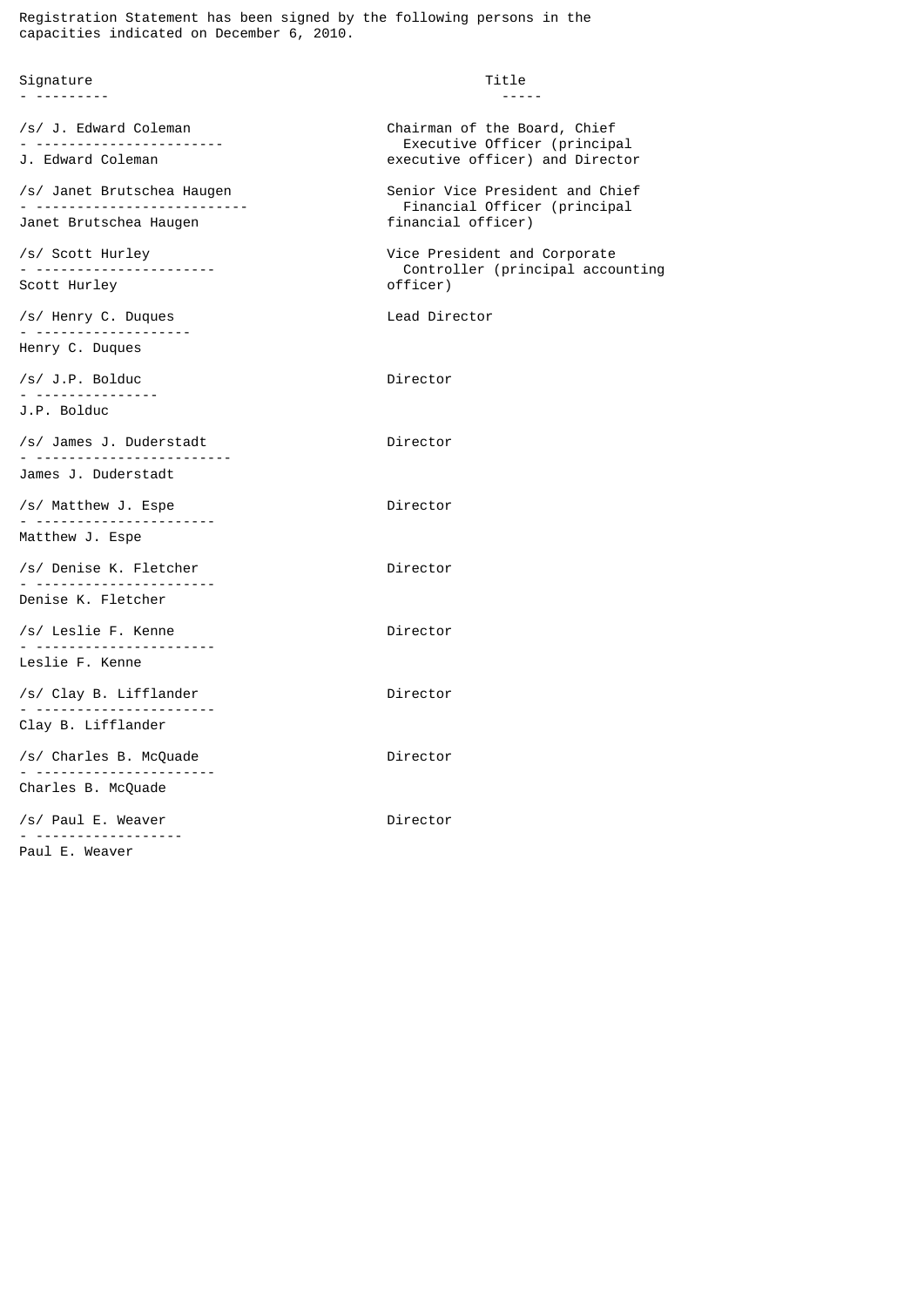Registration Statement has been signed by the following persons in the capacities indicated on December 6, 2010.

| Signature | Title |
| --- | --- |
| /s/ J. Edward Coleman<br>J. Edward Coleman | Chairman of the Board, Chief Executive Officer (principal executive officer) and Director |
| /s/ Janet Brutschea Haugen<br>Janet Brutschea Haugen | Senior Vice President and Chief Financial Officer (principal financial officer) |
| /s/ Scott Hurley<br>Scott Hurley | Vice President and Corporate Controller (principal accounting officer) |
| /s/ Henry C. Duques<br>Henry C. Duques | Lead Director |
| /s/ J.P. Bolduc<br>J.P. Bolduc | Director |
| /s/ James J. Duderstadt<br>James J. Duderstadt | Director |
| /s/ Matthew J. Espe<br>Matthew J. Espe | Director |
| /s/ Denise K. Fletcher<br>Denise K. Fletcher | Director |
| /s/ Leslie F. Kenne<br>Leslie F. Kenne | Director |
| /s/ Clay B. Lifflander<br>Clay B. Lifflander | Director |
| /s/ Charles B. McQuade<br>Charles B. McQuade | Director |
| /s/ Paul E. Weaver<br>Paul E. Weaver | Director |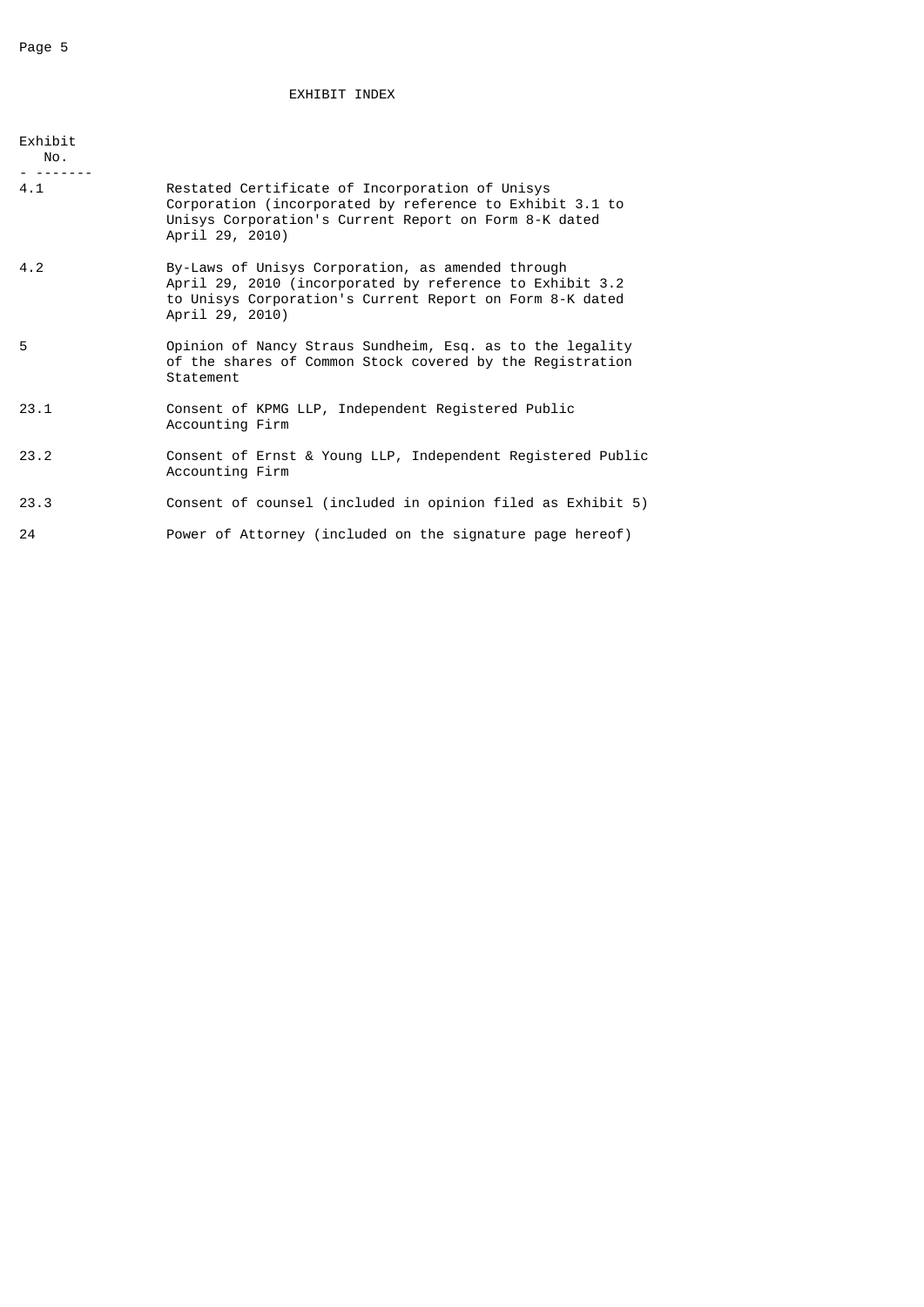# EXHIBIT INDEX

| Exhibit No. | |
|---|---|
| 4.1 | Restated Certificate of Incorporation of Unisys Corporation (incorporated by reference to Exhibit 3.1 to Unisys Corporation's Current Report on Form 8-K dated April 29, 2010) |
| 4.2 | By-Laws of Unisys Corporation, as amended through April 29, 2010 (incorporated by reference to Exhibit 3.2 to Unisys Corporation's Current Report on Form 8-K dated April 29, 2010) |
| 5 | Opinion of Nancy Straus Sundheim, Esq. as to the legality of the shares of Common Stock covered by the Registration Statement |
| 23.1 | Consent of KPMG LLP, Independent Registered Public Accounting Firm |
| 23.2 | Consent of Ernst & Young LLP, Independent Registered Public Accounting Firm |
| 23.3 | Consent of counsel (included in opinion filed as Exhibit 5) |
| 24 | Power of Attorney (included on the signature page hereof) |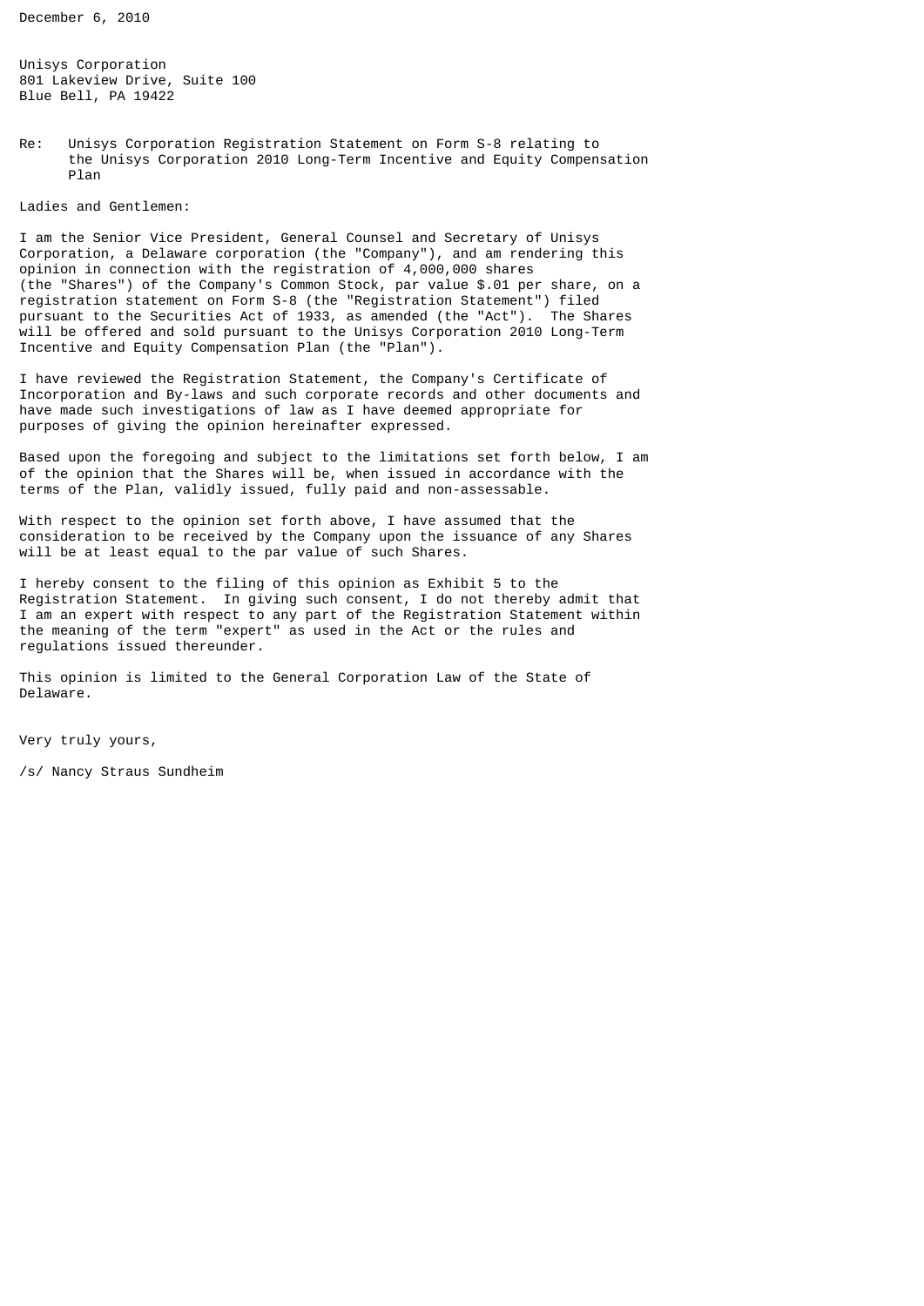December 6, 2010

Unisys Corporation
801 Lakeview Drive, Suite 100
Blue Bell, PA 19422

Re: Unisys Corporation Registration Statement on Form S-8 relating to the Unisys Corporation 2010 Long-Term Incentive and Equity Compensation Plan

Ladies and Gentlemen:

I am the Senior Vice President, General Counsel and Secretary of Unisys Corporation, a Delaware corporation (the "Company"), and am rendering this opinion in connection with the registration of 4,000,000 shares (the "Shares") of the Company's Common Stock, par value $.01 per share, on a registration statement on Form S-8 (the "Registration Statement") filed pursuant to the Securities Act of 1933, as amended (the "Act"). The Shares will be offered and sold pursuant to the Unisys Corporation 2010 Long-Term Incentive and Equity Compensation Plan (the "Plan").

I have reviewed the Registration Statement, the Company's Certificate of Incorporation and By-laws and such corporate records and other documents and have made such investigations of law as I have deemed appropriate for purposes of giving the opinion hereinafter expressed.

Based upon the foregoing and subject to the limitations set forth below, I am of the opinion that the Shares will be, when issued in accordance with the terms of the Plan, validly issued, fully paid and non-assessable.

With respect to the opinion set forth above, I have assumed that the consideration to be received by the Company upon the issuance of any Shares will be at least equal to the par value of such Shares.

I hereby consent to the filing of this opinion as Exhibit 5 to the Registration Statement. In giving such consent, I do not thereby admit that I am an expert with respect to any part of the Registration Statement within the meaning of the term "expert" as used in the Act or the rules and regulations issued thereunder.

This opinion is limited to the General Corporation Law of the State of Delaware.

Very truly yours,

/s/ Nancy Straus Sundheim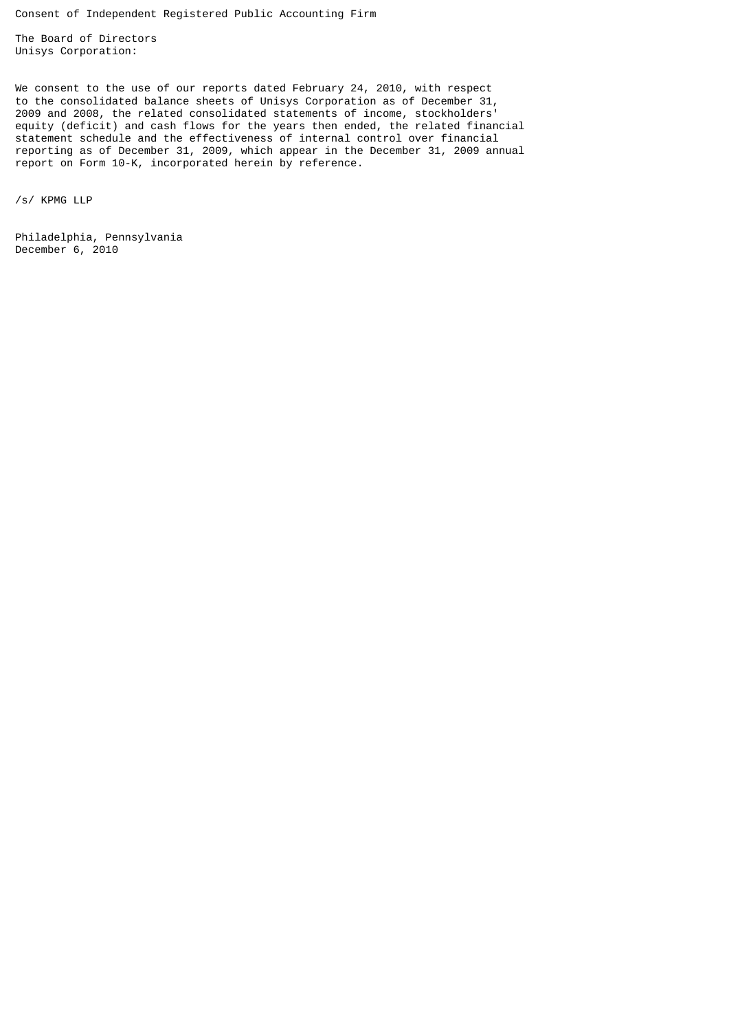# Consent of Independent Registered Public Accounting Firm

The Board of Directors
Unisys Corporation:

We consent to the use of our reports dated February 24, 2010, with respect to the consolidated balance sheets of Unisys Corporation as of December 31, 2009 and 2008, the related consolidated statements of income, stockholders' equity (deficit) and cash flows for the years then ended, the related financial statement schedule and the effectiveness of internal control over financial reporting as of December 31, 2009, which appear in the December 31, 2009 annual report on Form 10-K, incorporated herein by reference.

/s/ KPMG LLP

Philadelphia, Pennsylvania
December 6, 2010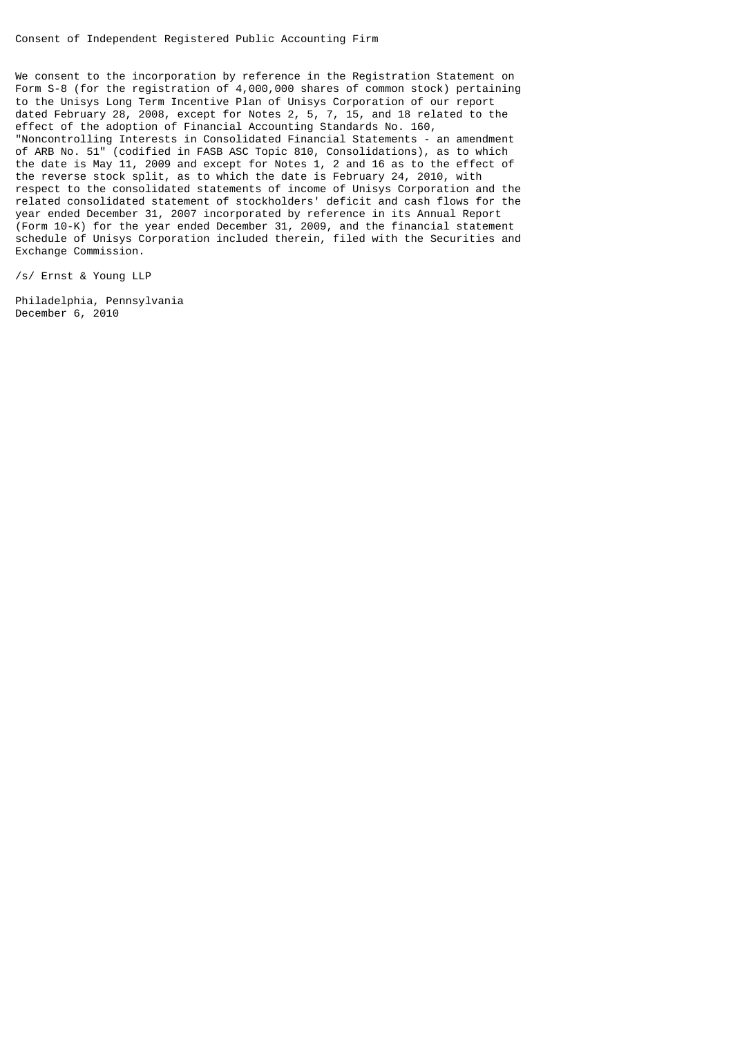# Consent of Independent Registered Public Accounting Firm

We consent to the incorporation by reference in the Registration Statement on Form S-8 (for the registration of 4,000,000 shares of common stock) pertaining to the Unisys Long Term Incentive Plan of Unisys Corporation of our report dated February 28, 2008, except for Notes 2, 5, 7, 15, and 18 related to the effect of the adoption of Financial Accounting Standards No. 160, "Noncontrolling Interests in Consolidated Financial Statements - an amendment of ARB No. 51" (codified in FASB ASC Topic 810, Consolidations), as to which the date is May 11, 2009 and except for Notes 1, 2 and 16 as to the effect of the reverse stock split, as to which the date is February 24, 2010, with respect to the consolidated statements of income of Unisys Corporation and the related consolidated statement of stockholders' deficit and cash flows for the year ended December 31, 2007 incorporated by reference in its Annual Report (Form 10-K) for the year ended December 31, 2009, and the financial statement schedule of Unisys Corporation included therein, filed with the Securities and Exchange Commission.

/s/ Ernst & Young LLP

Philadelphia, Pennsylvania
December 6, 2010